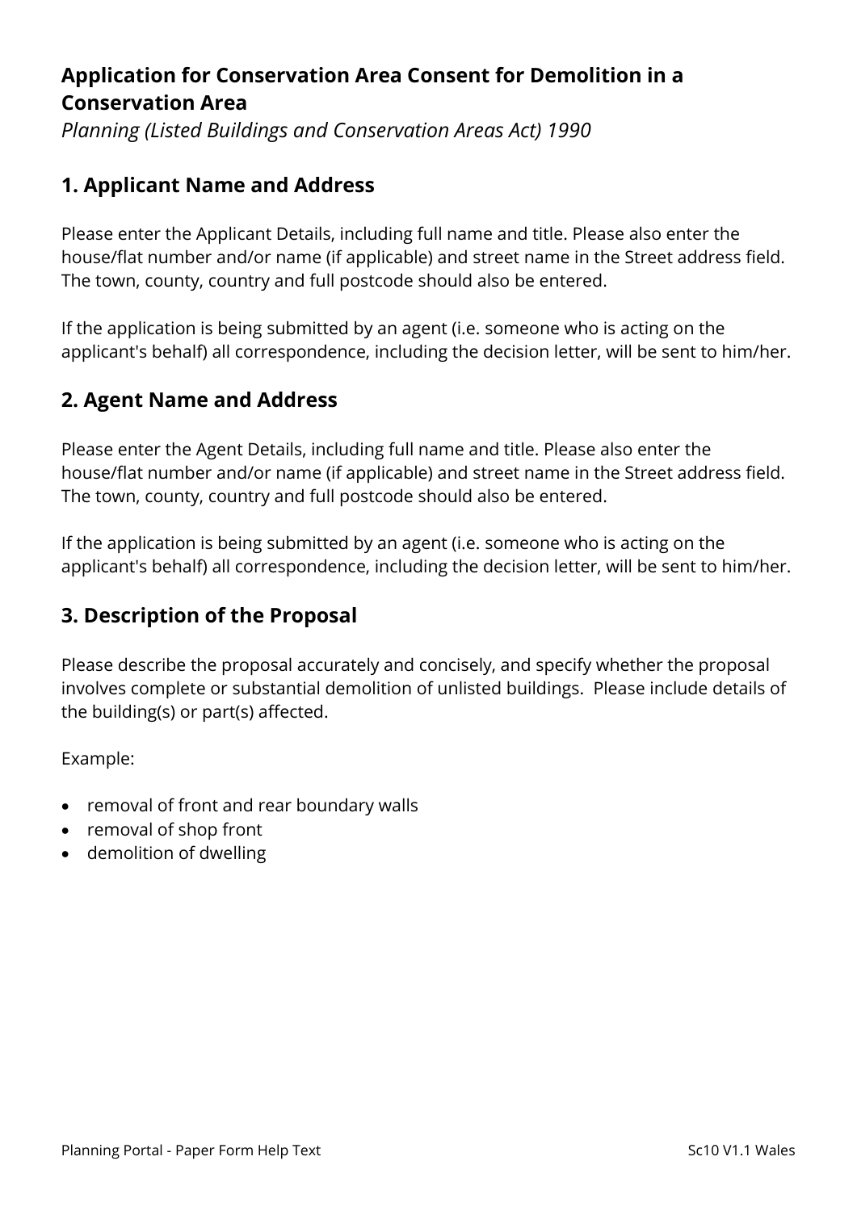# Application for Conservation Area Consent for Demolition in a Conservation Area

*Planning (Listed Buildings and Conservation Areas Act) 1990*

## 1. Applicant Name and Address

Please enter the Applicant Details, including full name and title. Please also enter the house/flat number and/or name (if applicable) and street name in the Street address field. The town, county, country and full postcode should also be entered.

If the application is being submitted by an agent (i.e. someone who is acting on the applicant's behalf) all correspondence, including the decision letter, will be sent to him/her.

## 2. Agent Name and Address

Please enter the Agent Details, including full name and title. Please also enter the house/flat number and/or name (if applicable) and street name in the Street address field. The town, county, country and full postcode should also be entered.

If the application is being submitted by an agent (i.e. someone who is acting on the applicant's behalf) all correspondence, including the decision letter, will be sent to him/her.

## 3. Description of the Proposal

Please describe the proposal accurately and concisely, and specify whether the proposal involves complete or substantial demolition of unlisted buildings. Please include details of the building(s) or part(s) affected.

Example:

- removal of front and rear boundary walls
- removal of shop front
- demolition of dwelling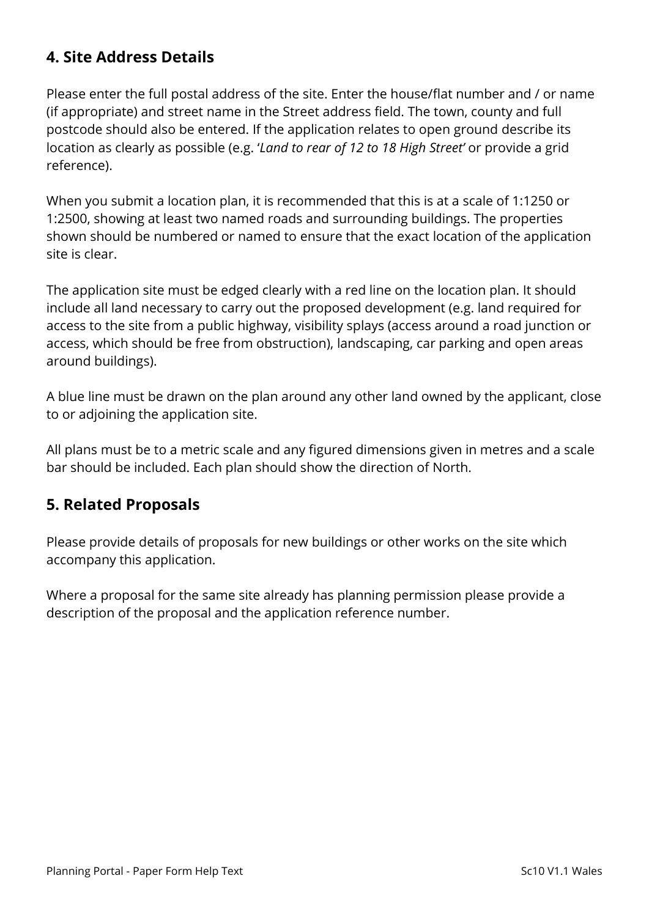## 4. Site Address Details

Please enter the full postal address of the site. Enter the house/flat number and / or name (if appropriate) and street name in the Street address field. The town, county and full postcode should also be entered. If the application relates to open ground describe its location as clearly as possible (e.g. '*Land to rear of 12 to 18 High Street*' or provide a grid reference).

When you submit a location plan, it is recommended that this is at a scale of 1:1250 or 1:2500, showing at least two named roads and surrounding buildings. The properties shown should be numbered or named to ensure that the exact location of the application site is clear.

The application site must be edged clearly with a red line on the location plan. It should include all land necessary to carry out the proposed development (e.g. land required for access to the site from a public highway, visibility splays (access around a road junction or access, which should be free from obstruction), landscaping, car parking and open areas around buildings).

A blue line must be drawn on the plan around any other land owned by the applicant, close to or adjoining the application site.

All plans must be to a metric scale and any figured dimensions given in metres and a scale bar should be included. Each plan should show the direction of North.

## 5. Related Proposals

Please provide details of proposals for new buildings or other works on the site which accompany this application.

Where a proposal for the same site already has planning permission please provide a description of the proposal and the application reference number.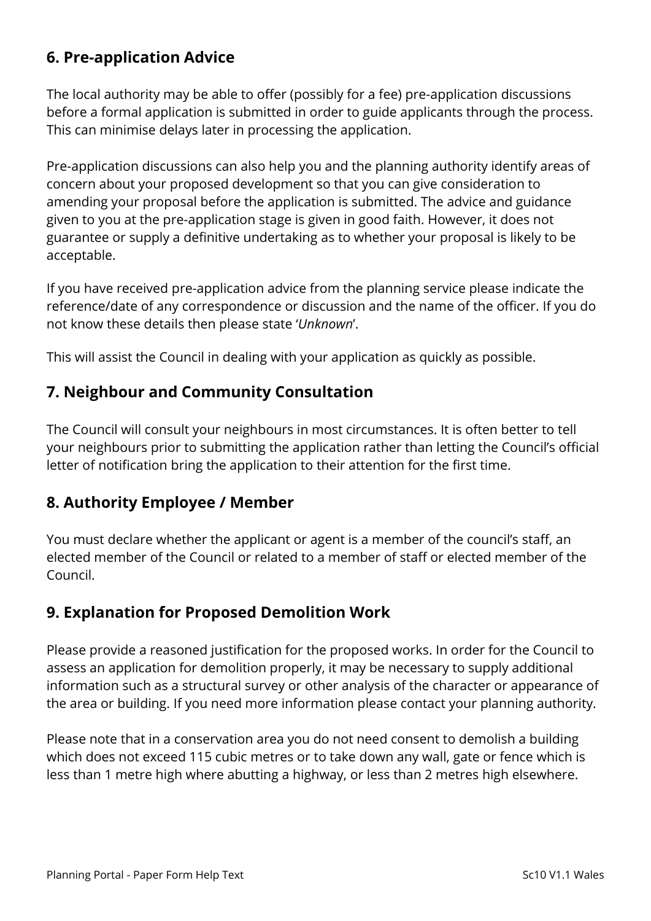## 6. Pre-application Advice

The local authority may be able to offer (possibly for a fee) pre-application discussions before a formal application is submitted in order to guide applicants through the process. This can minimise delays later in processing the application.

Pre-application discussions can also help you and the planning authority identify areas of concern about your proposed development so that you can give consideration to amending your proposal before the application is submitted. The advice and guidance given to you at the pre-application stage is given in good faith. However, it does not guarantee or supply a definitive undertaking as to whether your proposal is likely to be acceptable.

If you have received pre-application advice from the planning service please indicate the reference/date of any correspondence or discussion and the name of the officer. If you do not know these details then please state '*Unknown*'.

This will assist the Council in dealing with your application as quickly as possible.

## 7. Neighbour and Community Consultation

The Council will consult your neighbours in most circumstances. It is often better to tell your neighbours prior to submitting the application rather than letting the Council's official letter of notification bring the application to their attention for the first time.

## 8. Authority Employee / Member

You must declare whether the applicant or agent is a member of the council's staff, an elected member of the Council or related to a member of staff or elected member of the Council.

## 9. Explanation for Proposed Demolition Work

Please provide a reasoned justification for the proposed works. In order for the Council to assess an application for demolition properly, it may be necessary to supply additional information such as a structural survey or other analysis of the character or appearance of the area or building. If you need more information please contact your planning authority.

Please note that in a conservation area you do not need consent to demolish a building which does not exceed 115 cubic metres or to take down any wall, gate or fence which is less than 1 metre high where abutting a highway, or less than 2 metres high elsewhere.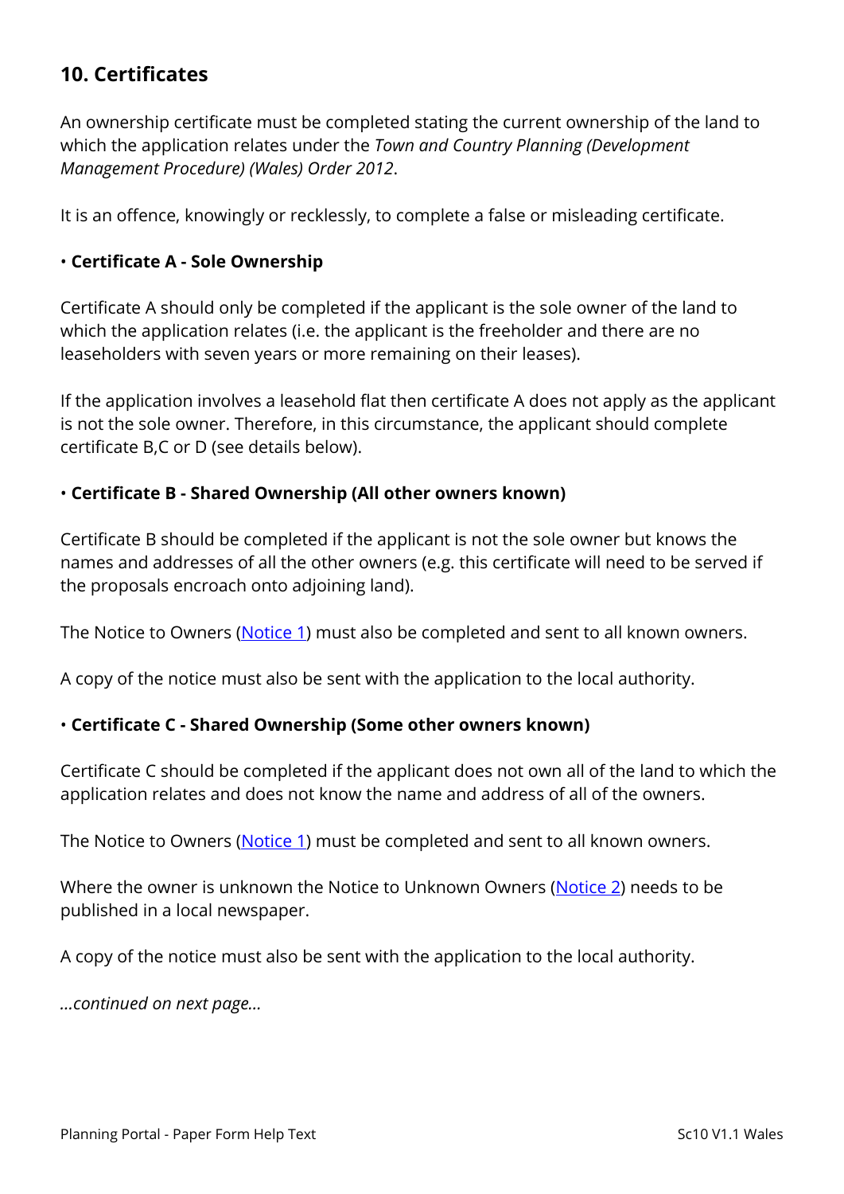## 10. Certificates

An ownership certificate must be completed stating the current ownership of the land to which the application relates under the *Town and Country Planning (Development Management Procedure) (Wales) Order 2012*.

It is an offence, knowingly or recklessly, to complete a false or misleading certificate.

• **Certificate A - Sole Ownership**

Certificate A should only be completed if the applicant is the sole owner of the land to which the application relates (i.e. the applicant is the freeholder and there are no leaseholders with seven years or more remaining on their leases).

If the application involves a leasehold flat then certificate A does not apply as the applicant is not the sole owner. Therefore, in this circumstance, the applicant should complete certificate B,C or D (see details below).

• **Certificate B - Shared Ownership (All other owners known)**

Certificate B should be completed if the applicant is not the sole owner but knows the names and addresses of all the other owners (e.g. this certificate will need to be served if the proposals encroach onto adjoining land).

The Notice to Owners (Notice 1) must also be completed and sent to all known owners.

A copy of the notice must also be sent with the application to the local authority.

• **Certificate C - Shared Ownership (Some other owners known)**

Certificate C should be completed if the applicant does not own all of the land to which the application relates and does not know the name and address of all of the owners.

The Notice to Owners (Notice 1) must be completed and sent to all known owners.

Where the owner is unknown the Notice to Unknown Owners (Notice 2) needs to be published in a local newspaper.

A copy of the notice must also be sent with the application to the local authority.

*...continued on next page...*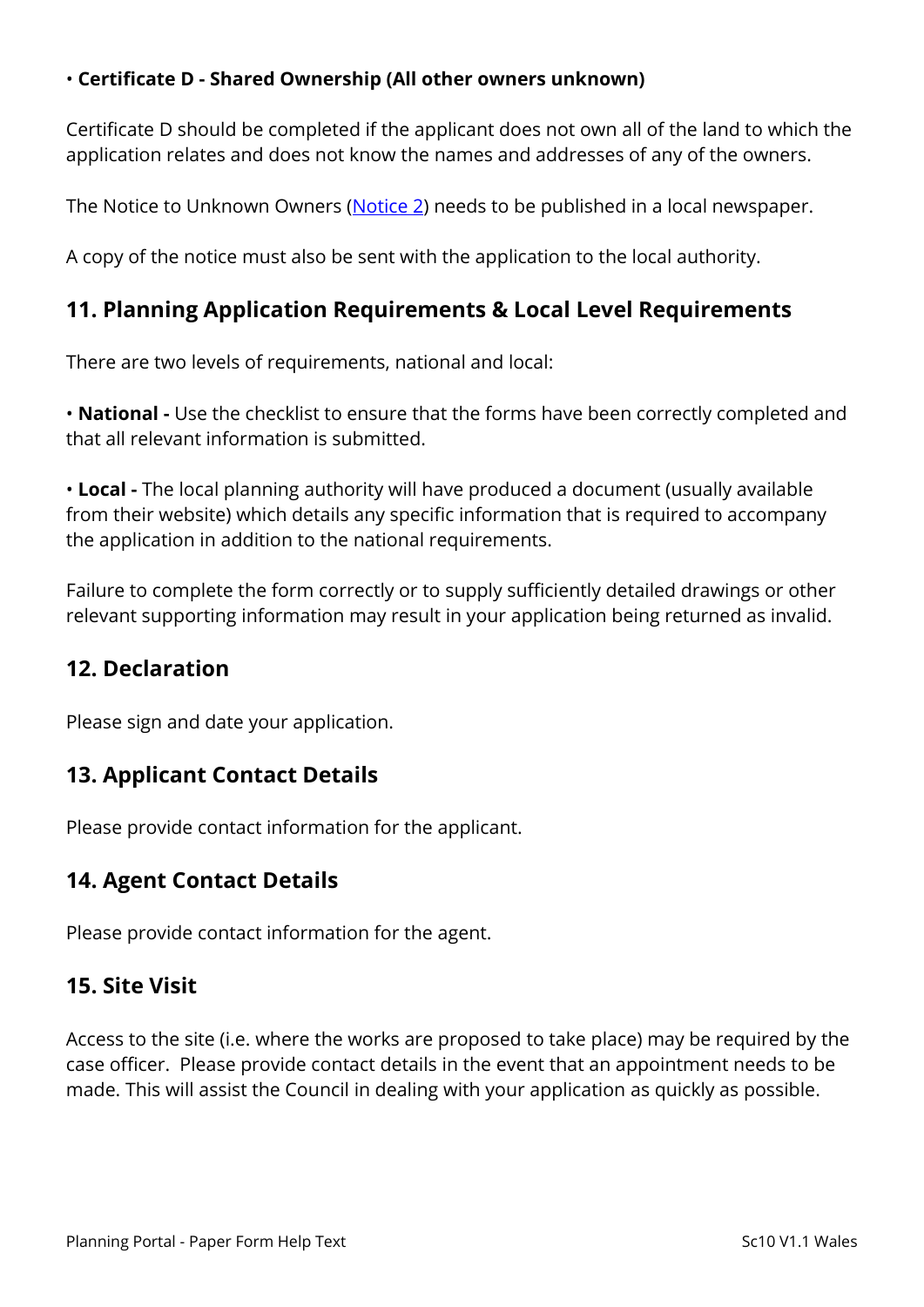• **Certificate D - Shared Ownership (All other owners unknown)**

Certificate D should be completed if the applicant does not own all of the land to which the application relates and does not know the names and addresses of any of the owners.

The Notice to Unknown Owners (Notice 2) needs to be published in a local newspaper.

A copy of the notice must also be sent with the application to the local authority.

## 11. Planning Application Requirements & Local Level Requirements

There are two levels of requirements, national and local:

• **National -** Use the checklist to ensure that the forms have been correctly completed and that all relevant information is submitted.

• **Local -** The local planning authority will have produced a document (usually available from their website) which details any specific information that is required to accompany the application in addition to the national requirements.

Failure to complete the form correctly or to supply sufficiently detailed drawings or other relevant supporting information may result in your application being returned as invalid.

## 12. Declaration

Please sign and date your application.

## 13. Applicant Contact Details

Please provide contact information for the applicant.

## 14. Agent Contact Details

Please provide contact information for the agent.

## 15. Site Visit

Access to the site (i.e. where the works are proposed to take place) may be required by the case officer. Please provide contact details in the event that an appointment needs to be made. This will assist the Council in dealing with your application as quickly as possible.